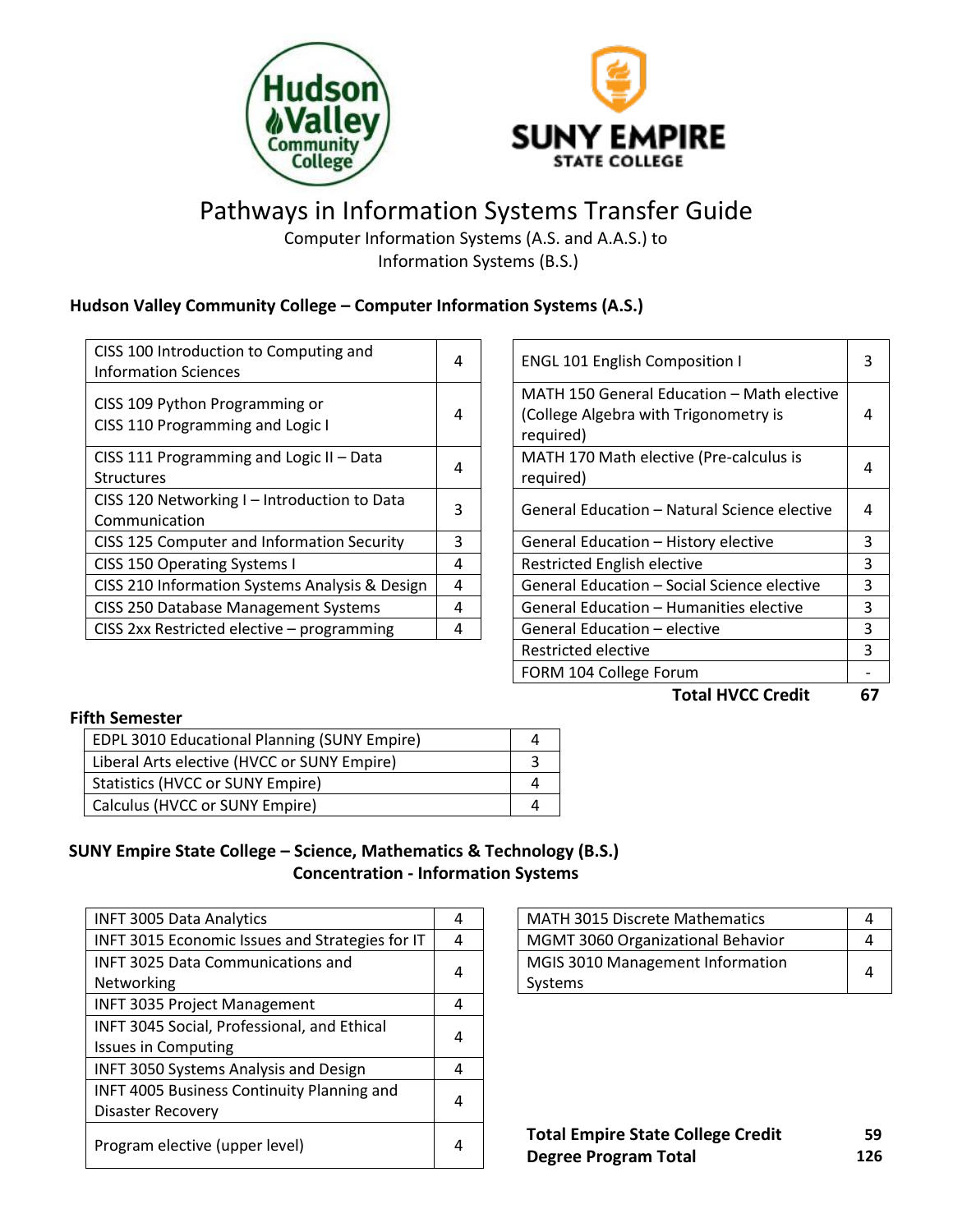# Pathways in Information Systems Transfer Guide

Computer Information Systems (A.S. and A.A.S.) to
Information Systems (B.S.)

## Hudson Valley Community College – Computer Information Systems (A.S.)

| Course | Credits |
|---|---|
| CISS 100 Introduction to Computing and Information Sciences | 4 |
| CISS 109 Python Programming or CISS 110 Programming and Logic I | 4 |
| CISS 111 Programming and Logic II – Data Structures | 4 |
| CISS 120 Networking I – Introduction to Data Communication | 3 |
| CISS 125 Computer and Information Security | 3 |
| CISS 150 Operating Systems I | 4 |
| CISS 210 Information Systems Analysis & Design | 4 |
| CISS 250 Database Management Systems | 4 |
| CISS 2xx Restricted elective – programming | 4 |

| Course | Credits |
|---|---|
| ENGL 101 English Composition I | 3 |
| MATH 150 General Education – Math elective (College Algebra with Trigonometry is required) | 4 |
| MATH 170 Math elective (Pre-calculus is required) | 4 |
| General Education – Natural Science elective | 4 |
| General Education – History elective | 3 |
| Restricted English elective | 3 |
| General Education – Social Science elective | 3 |
| General Education – Humanities elective | 3 |
| General Education – elective | 3 |
| Restricted elective | 3 |
| FORM 104 College Forum | - |
| **Total HVCC Credit** | **67** |

### Fifth Semester

| Course | Credits |
|---|---|
| EDPL 3010 Educational Planning (SUNY Empire) | 4 |
| Liberal Arts elective (HVCC or SUNY Empire) | 3 |
| Statistics (HVCC or SUNY Empire) | 4 |
| Calculus (HVCC or SUNY Empire) | 4 |

## SUNY Empire State College – Science, Mathematics & Technology (B.S.)

### Concentration - Information Systems

| Course | Credits |
|---|---|
| INFT 3005 Data Analytics | 4 |
| INFT 3015 Economic Issues and Strategies for IT | 4 |
| INFT 3025 Data Communications and Networking | 4 |
| INFT 3035 Project Management | 4 |
| INFT 3045 Social, Professional, and Ethical Issues in Computing | 4 |
| INFT 3050 Systems Analysis and Design | 4 |
| INFT 4005 Business Continuity Planning and Disaster Recovery | 4 |
| Program elective (upper level) | 4 |

| Course | Credits |
|---|---|
| MATH 3015 Discrete Mathematics | 4 |
| MGMT 3060 Organizational Behavior | 4 |
| MGIS 3010 Management Information Systems | 4 |

**Total Empire State College Credit** **59**

**Degree Program Total** **126**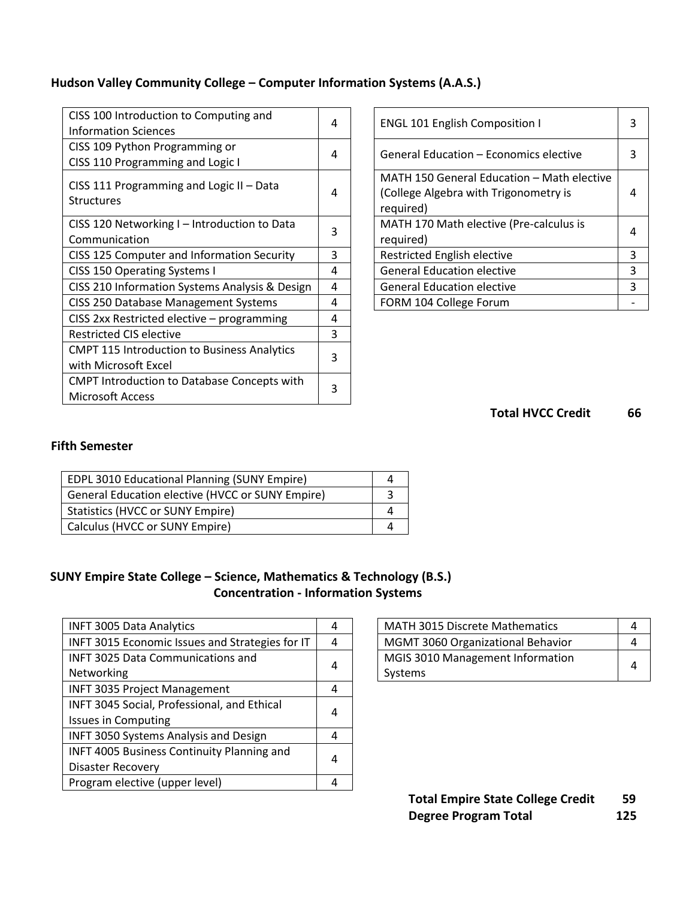### Hudson Valley Community College – Computer Information Systems (A.A.S.)

| | |
|---|---|
| CISS 100 Introduction to Computing and Information Sciences | 4 |
| CISS 109 Python Programming or CISS 110 Programming and Logic I | 4 |
| CISS 111 Programming and Logic II – Data Structures | 4 |
| CISS 120 Networking I – Introduction to Data Communication | 3 |
| CISS 125 Computer and Information Security | 3 |
| CISS 150 Operating Systems I | 4 |
| CISS 210 Information Systems Analysis & Design | 4 |
| CISS 250 Database Management Systems | 4 |
| CISS 2xx Restricted elective – programming | 4 |
| Restricted CIS elective | 3 |
| CMPT 115 Introduction to Business Analytics with Microsoft Excel | 3 |
| CMPT Introduction to Database Concepts with Microsoft Access | 3 |

| | |
|---|---|
| ENGL 101 English Composition I | 3 |
| General Education – Economics elective | 3 |
| MATH 150 General Education – Math elective (College Algebra with Trigonometry is required) | 4 |
| MATH 170 Math elective (Pre-calculus is required) | 4 |
| Restricted English elective | 3 |
| General Education elective | 3 |
| General Education elective | 3 |
| FORM 104 College Forum | - |

**Total HVCC Credit 66**

### Fifth Semester

| | |
|---|---|
| EDPL 3010 Educational Planning (SUNY Empire) | 4 |
| General Education elective (HVCC or SUNY Empire) | 3 |
| Statistics (HVCC or SUNY Empire) | 4 |
| Calculus (HVCC or SUNY Empire) | 4 |

### SUNY Empire State College – Science, Mathematics & Technology (B.S.)
### Concentration - Information Systems

| | |
|---|---|
| INFT 3005 Data Analytics | 4 |
| INFT 3015 Economic Issues and Strategies for IT | 4 |
| INFT 3025 Data Communications and Networking | 4 |
| INFT 3035 Project Management | 4 |
| INFT 3045 Social, Professional, and Ethical Issues in Computing | 4 |
| INFT 3050 Systems Analysis and Design | 4 |
| INFT 4005 Business Continuity Planning and Disaster Recovery | 4 |
| Program elective (upper level) | 4 |

| | |
|---|---|
| MATH 3015 Discrete Mathematics | 4 |
| MGMT 3060 Organizational Behavior | 4 |
| MGIS 3010 Management Information Systems | 4 |

**Total Empire State College Credit 59**
**Degree Program Total 125**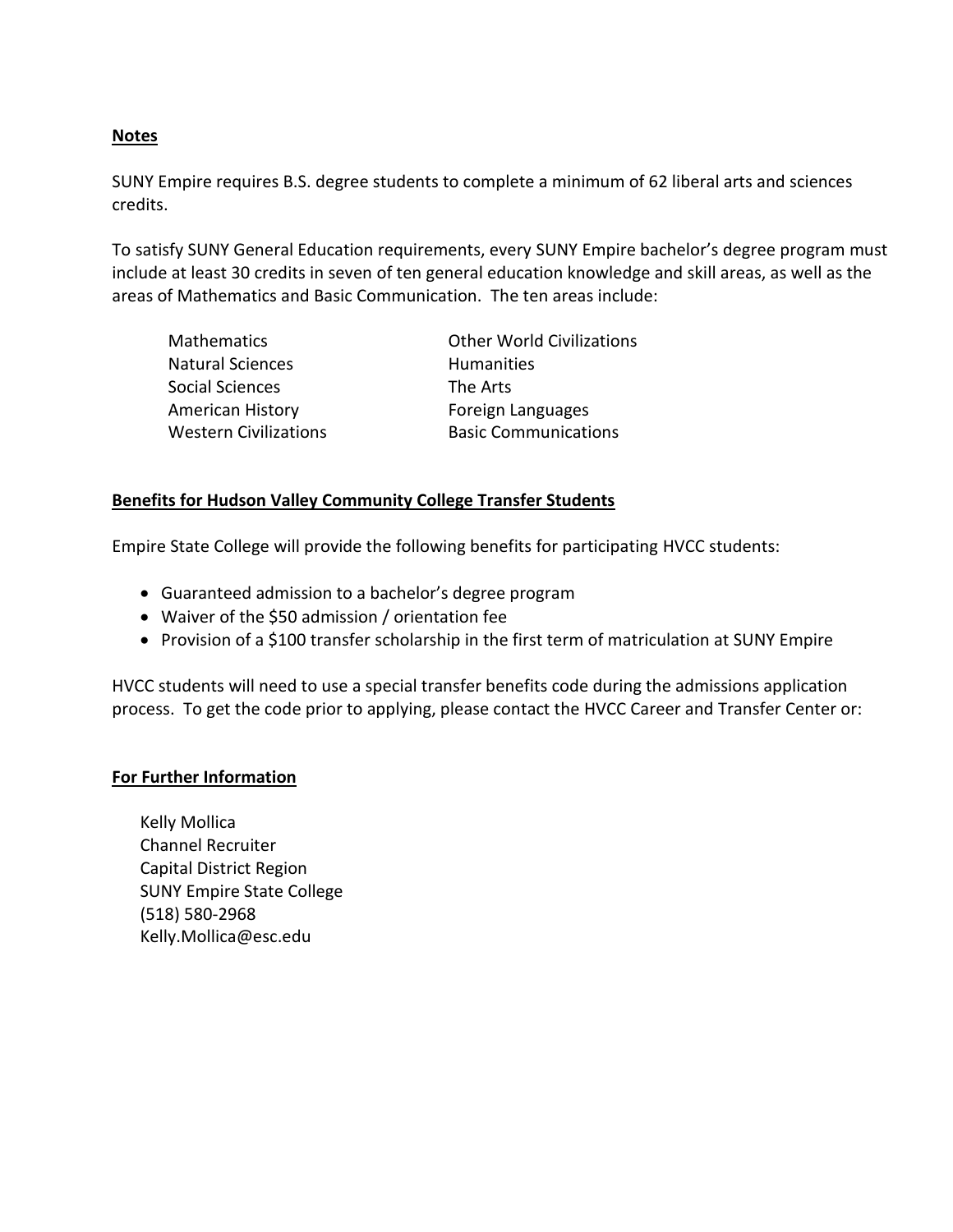**Notes**

SUNY Empire requires B.S. degree students to complete a minimum of 62 liberal arts and sciences credits.

To satisfy SUNY General Education requirements, every SUNY Empire bachelor's degree program must include at least 30 credits in seven of ten general education knowledge and skill areas, as well as the areas of Mathematics and Basic Communication. The ten areas include:

- Mathematics
- Natural Sciences
- Social Sciences
- American History
- Western Civilizations
- Other World Civilizations
- Humanities
- The Arts
- Foreign Languages
- Basic Communications

**Benefits for Hudson Valley Community College Transfer Students**

Empire State College will provide the following benefits for participating HVCC students:

- Guaranteed admission to a bachelor's degree program
- Waiver of the $50 admission / orientation fee
- Provision of a $100 transfer scholarship in the first term of matriculation at SUNY Empire

HVCC students will need to use a special transfer benefits code during the admissions application process. To get the code prior to applying, please contact the HVCC Career and Transfer Center or:

**For Further Information**

Kelly Mollica
Channel Recruiter
Capital District Region
SUNY Empire State College
(518) 580-2968
Kelly.Mollica@esc.edu